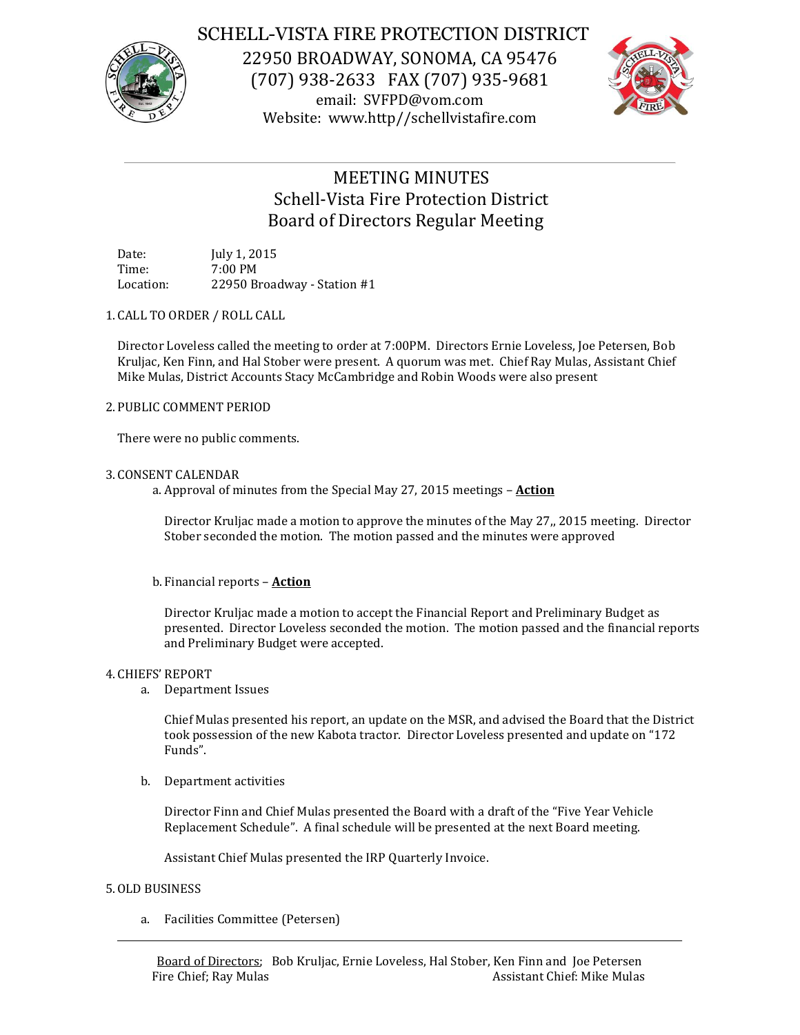# SCHELL-VISTA FIRE PROTECTION DISTRICT

22950 BROADWAY, SONOMA, CA 95476
(707) 938-2633 FAX (707) 935-9681
email: SVFPD@vom.com
Website: www.http//schellvistafire.com

---

## MEETING MINUTES
## Schell-Vista Fire Protection District
## Board of Directors Regular Meeting

Date: July 1, 2015
Time: 7:00 PM
Location: 22950 Broadway - Station #1

1. CALL TO ORDER / ROLL CALL

   Director Loveless called the meeting to order at 7:00PM. Directors Ernie Loveless, Joe Petersen, Bob Kruljac, Ken Finn, and Hal Stober were present. A quorum was met. Chief Ray Mulas, Assistant Chief Mike Mulas, District Accounts Stacy McCambridge and Robin Woods were also present

2. PUBLIC COMMENT PERIOD

   There were no public comments.

3. CONSENT CALENDAR

   a. Approval of minutes from the Special May 27, 2015 meetings – **Action**

   Director Kruljac made a motion to approve the minutes of the May 27,, 2015 meeting. Director Stober seconded the motion. The motion passed and the minutes were approved

   b. Financial reports – **Action**

   Director Kruljac made a motion to accept the Financial Report and Preliminary Budget as presented. Director Loveless seconded the motion. The motion passed and the financial reports and Preliminary Budget were accepted.

4. CHIEFS' REPORT

   a. Department Issues

   Chief Mulas presented his report, an update on the MSR, and advised the Board that the District took possession of the new Kabota tractor. Director Loveless presented and update on "172 Funds".

   b. Department activities

   Director Finn and Chief Mulas presented the Board with a draft of the "Five Year Vehicle Replacement Schedule". A final schedule will be presented at the next Board meeting.

   Assistant Chief Mulas presented the IRP Quarterly Invoice.

5. OLD BUSINESS

   a. Facilities Committee (Petersen)

---

Board of Directors; Bob Kruljac, Ernie Loveless, Hal Stober, Ken Finn and Joe Petersen
Fire Chief; Ray Mulas Assistant Chief: Mike Mulas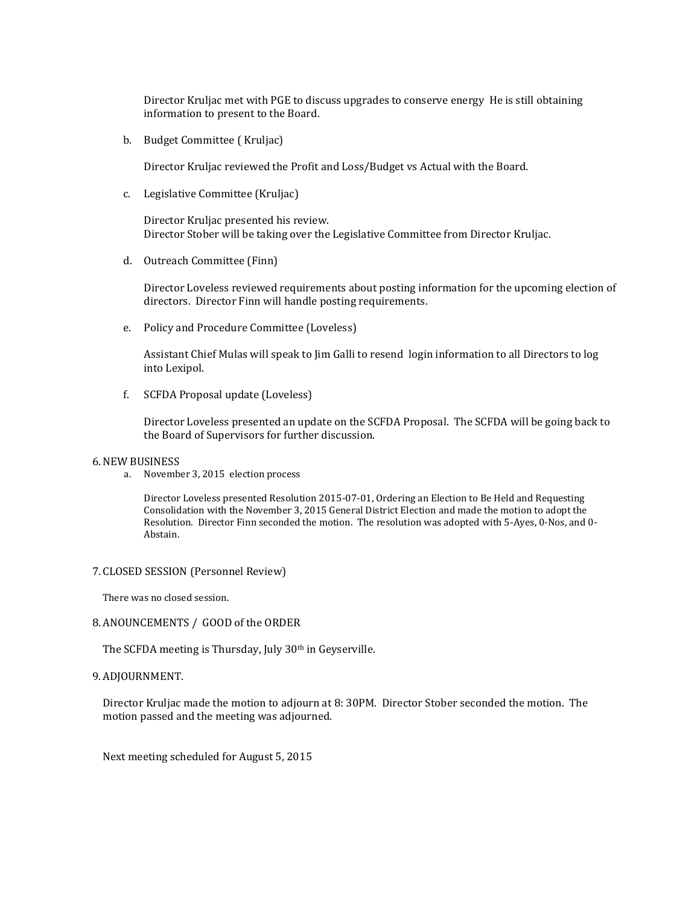Director Kruljac met with PGE to discuss upgrades to conserve energy He is still obtaining information to present to the Board.

b. Budget Committee ( Kruljac)

   Director Kruljac reviewed the Profit and Loss/Budget vs Actual with the Board.

c. Legislative Committee (Kruljac)

   Director Kruljac presented his review.
   Director Stober will be taking over the Legislative Committee from Director Kruljac.

d. Outreach Committee (Finn)

   Director Loveless reviewed requirements about posting information for the upcoming election of directors. Director Finn will handle posting requirements.

e. Policy and Procedure Committee (Loveless)

   Assistant Chief Mulas will speak to Jim Galli to resend login information to all Directors to log into Lexipol.

f. SCFDA Proposal update (Loveless)

   Director Loveless presented an update on the SCFDA Proposal. The SCFDA will be going back to the Board of Supervisors for further discussion.

6. NEW BUSINESS

   a. November 3, 2015 election process

      Director Loveless presented Resolution 2015-07-01, Ordering an Election to Be Held and Requesting Consolidation with the November 3, 2015 General District Election and made the motion to adopt the Resolution. Director Finn seconded the motion. The resolution was adopted with 5-Ayes, 0-Nos, and 0-Abstain.

7. CLOSED SESSION (Personnel Review)

   There was no closed session.

8. ANOUNCEMENTS / GOOD of the ORDER

   The SCFDA meeting is Thursday, July 30th in Geyserville.

9. ADJOURNMENT.

   Director Kruljac made the motion to adjourn at 8: 30PM. Director Stober seconded the motion. The motion passed and the meeting was adjourned.

   Next meeting scheduled for August 5, 2015